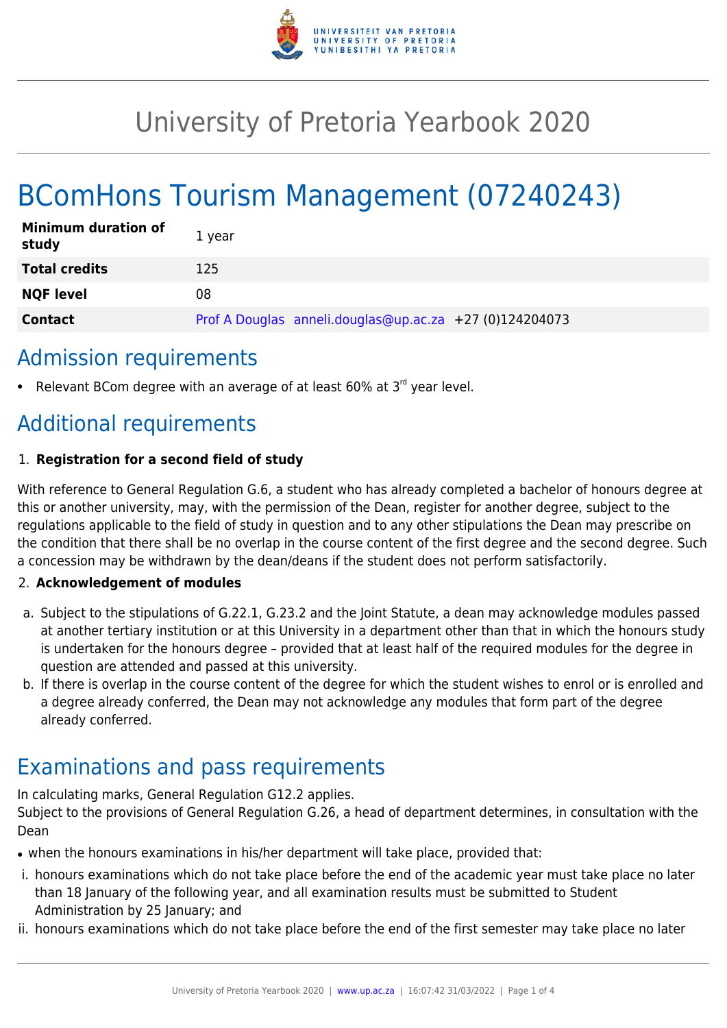# University of Pretoria Yearbook 2020

# BComHons Tourism Management (07240243)

| Minimum duration of study | 1 year |
|---|---|
| **Total credits** | 125 |
| **NQF level** | 08 |
| **Contact** | Prof A Douglas anneli.douglas@up.ac.za +27 (0)124204073 |

## Admission requirements

- Relevant BCom degree with an average of at least 60% at 3rd year level.

## Additional requirements

1. **Registration for a second field of study**

With reference to General Regulation G.6, a student who has already completed a bachelor of honours degree at this or another university, may, with the permission of the Dean, register for another degree, subject to the regulations applicable to the field of study in question and to any other stipulations the Dean may prescribe on the condition that there shall be no overlap in the course content of the first degree and the second degree. Such a concession may be withdrawn by the dean/deans if the student does not perform satisfactorily.

2. **Acknowledgement of modules**

a. Subject to the stipulations of G.22.1, G.23.2 and the Joint Statute, a dean may acknowledge modules passed at another tertiary institution or at this University in a department other than that in which the honours study is undertaken for the honours degree – provided that at least half of the required modules for the degree in question are attended and passed at this university.
b. If there is overlap in the course content of the degree for which the student wishes to enrol or is enrolled and a degree already conferred, the Dean may not acknowledge any modules that form part of the degree already conferred.

## Examinations and pass requirements

In calculating marks, General Regulation G12.2 applies.
Subject to the provisions of General Regulation G.26, a head of department determines, in consultation with the Dean

- when the honours examinations in his/her department will take place, provided that:

i. honours examinations which do not take place before the end of the academic year must take place no later than 18 January of the following year, and all examination results must be submitted to Student Administration by 25 January; and
ii. honours examinations which do not take place before the end of the first semester may take place no later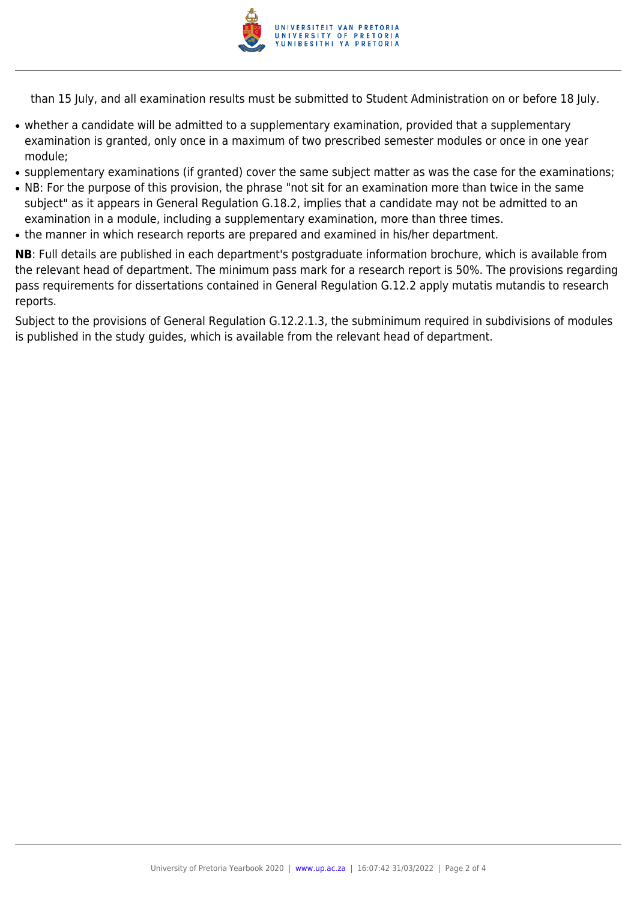than 15 July, and all examination results must be submitted to Student Administration on or before 18 July.

- whether a candidate will be admitted to a supplementary examination, provided that a supplementary examination is granted, only once in a maximum of two prescribed semester modules or once in one year module;
- supplementary examinations (if granted) cover the same subject matter as was the case for the examinations;
- NB: For the purpose of this provision, the phrase "not sit for an examination more than twice in the same subject" as it appears in General Regulation G.18.2, implies that a candidate may not be admitted to an examination in a module, including a supplementary examination, more than three times.
- the manner in which research reports are prepared and examined in his/her department.

**NB**: Full details are published in each department's postgraduate information brochure, which is available from the relevant head of department. The minimum pass mark for a research report is 50%. The provisions regarding pass requirements for dissertations contained in General Regulation G.12.2 apply mutatis mutandis to research reports.

Subject to the provisions of General Regulation G.12.2.1.3, the subminimum required in subdivisions of modules is published in the study guides, which is available from the relevant head of department.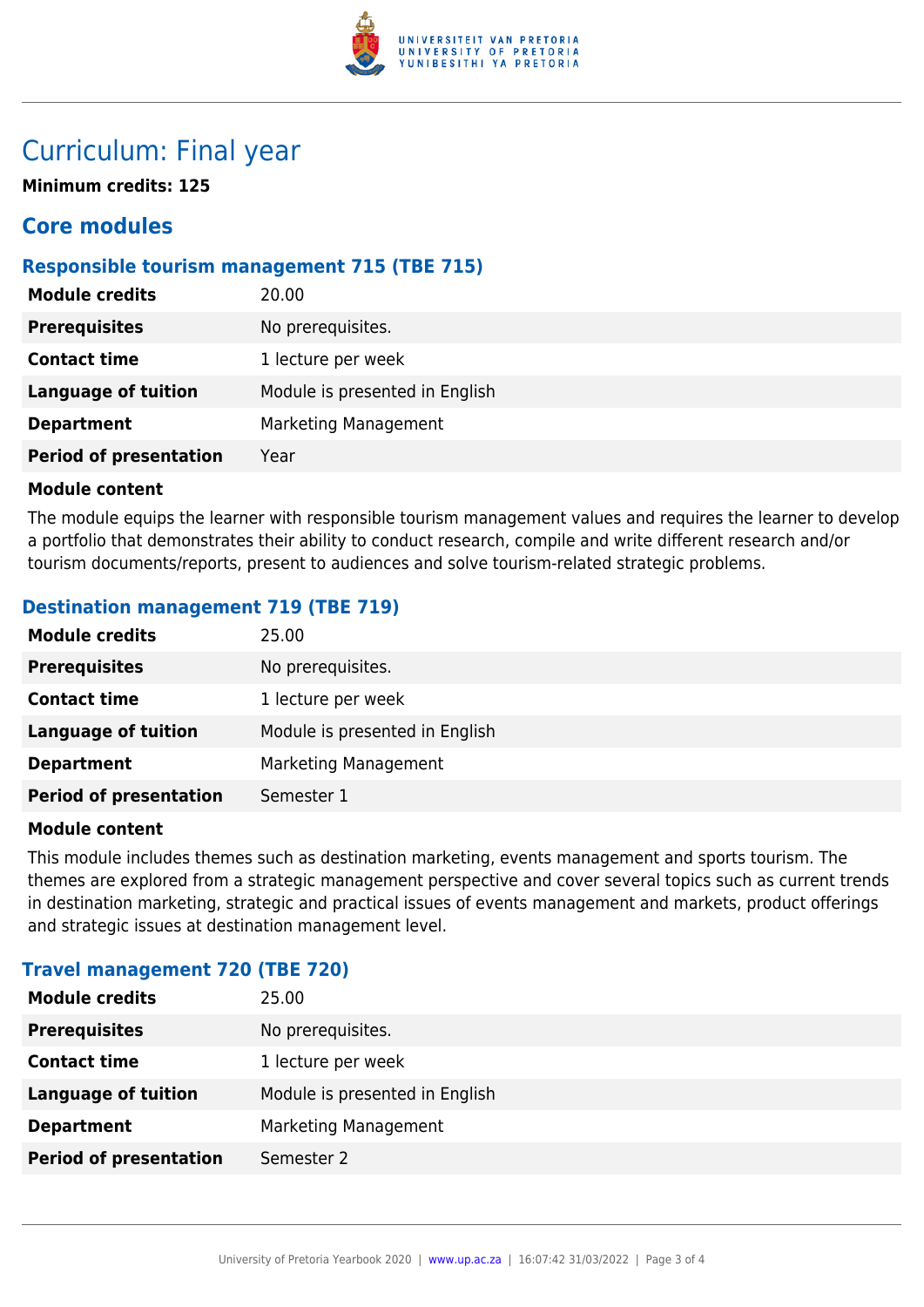# Curriculum: Final year

**Minimum credits: 125**

## Core modules

### Responsible tourism management 715 (TBE 715)

| | |
|---|---|
| **Module credits** | 20.00 |
| **Prerequisites** | No prerequisites. |
| **Contact time** | 1 lecture per week |
| **Language of tuition** | Module is presented in English |
| **Department** | Marketing Management |
| **Period of presentation** | Year |

**Module content**

The module equips the learner with responsible tourism management values and requires the learner to develop a portfolio that demonstrates their ability to conduct research, compile and write different research and/or tourism documents/reports, present to audiences and solve tourism-related strategic problems.

### Destination management 719 (TBE 719)

| | |
|---|---|
| **Module credits** | 25.00 |
| **Prerequisites** | No prerequisites. |
| **Contact time** | 1 lecture per week |
| **Language of tuition** | Module is presented in English |
| **Department** | Marketing Management |
| **Period of presentation** | Semester 1 |

**Module content**

This module includes themes such as destination marketing, events management and sports tourism. The themes are explored from a strategic management perspective and cover several topics such as current trends in destination marketing, strategic and practical issues of events management and markets, product offerings and strategic issues at destination management level.

### Travel management 720 (TBE 720)

| | |
|---|---|
| **Module credits** | 25.00 |
| **Prerequisites** | No prerequisites. |
| **Contact time** | 1 lecture per week |
| **Language of tuition** | Module is presented in English |
| **Department** | Marketing Management |
| **Period of presentation** | Semester 2 |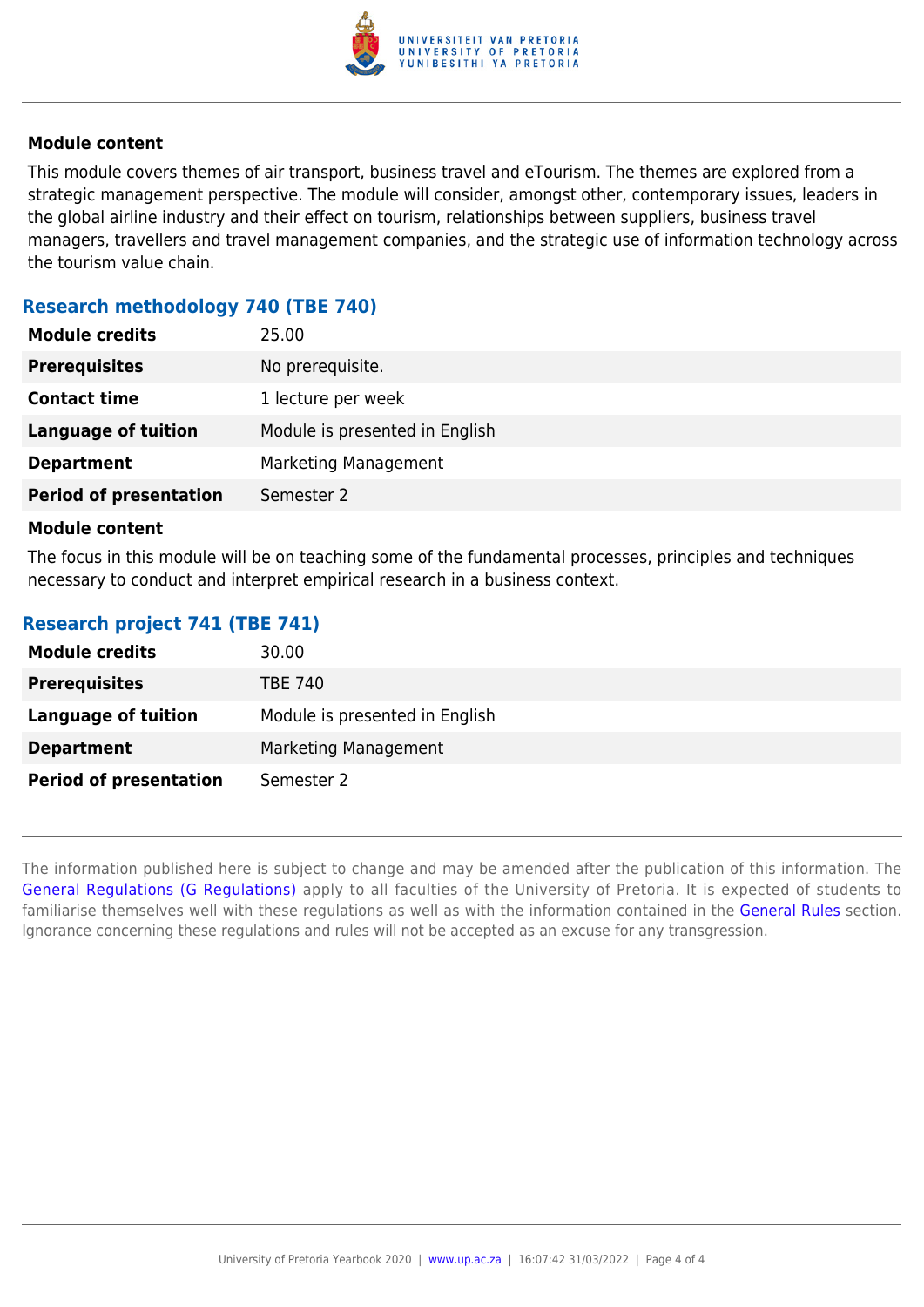#### Module content

This module covers themes of air transport, business travel and eTourism. The themes are explored from a strategic management perspective. The module will consider, amongst other, contemporary issues, leaders in the global airline industry and their effect on tourism, relationships between suppliers, business travel managers, travellers and travel management companies, and the strategic use of information technology across the tourism value chain.

### Research methodology 740 (TBE 740)

| | |
|---|---|
| **Module credits** | 25.00 |
| **Prerequisites** | No prerequisite. |
| **Contact time** | 1 lecture per week |
| **Language of tuition** | Module is presented in English |
| **Department** | Marketing Management |
| **Period of presentation** | Semester 2 |

#### Module content

The focus in this module will be on teaching some of the fundamental processes, principles and techniques necessary to conduct and interpret empirical research in a business context.

### Research project 741 (TBE 741)

| | |
|---|---|
| **Module credits** | 30.00 |
| **Prerequisites** | TBE 740 |
| **Language of tuition** | Module is presented in English |
| **Department** | Marketing Management |
| **Period of presentation** | Semester 2 |

The information published here is subject to change and may be amended after the publication of this information. The General Regulations (G Regulations) apply to all faculties of the University of Pretoria. It is expected of students to familiarise themselves well with these regulations as well as with the information contained in the General Rules section. Ignorance concerning these regulations and rules will not be accepted as an excuse for any transgression.